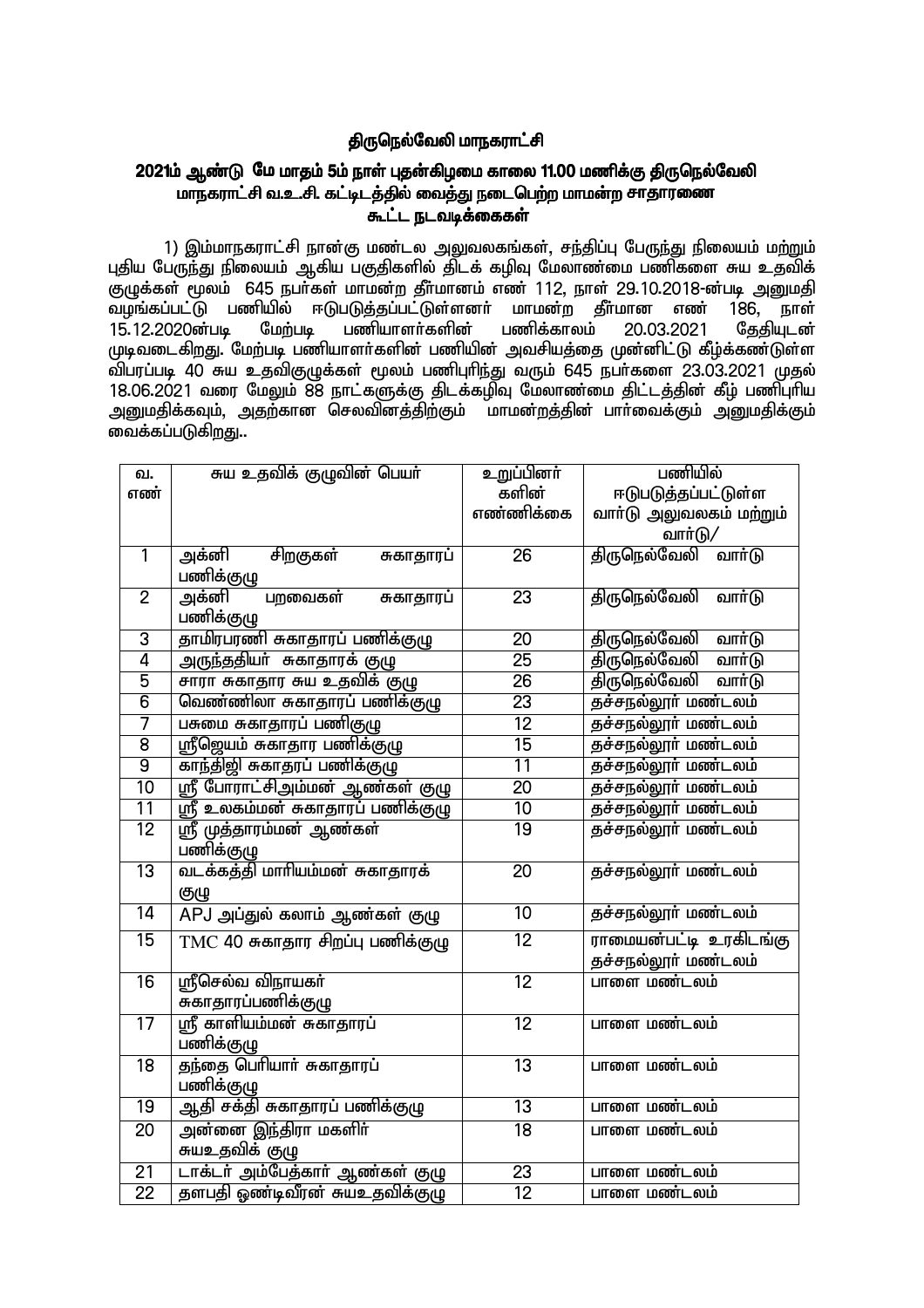# திருநெல்வேலி மாநகராட்சி

## 2021ம் ஆண்டு மே மாதம் 5ம் நாள் புதன்கிழமை காலை 11.00 மணிக்கு திருநெல்வேலி மாநகராட்சி வ.உ.சி. கட்டிடத்தில் வைத்து நடைபெற்ற மாமன்ற சாதாரணை கூட்ட நடவடிக்கைகள்

1) இம்மாநகராட்சி நான்கு மண்டல அலுவலகங்கள், சந்திப்பு பேருந்து நிலையம் மற்றும் புதிய பேருந்து நிலையம் ஆகிய பகுதிகளில் திடக் கழிவு மேலாண்மை பணிகளை சுய உதவிக் குழுக்கள் மூலம் 645 நபர்கள் மாமன்ற தீர்மானம் எண் 112, நாள் 29.10.2018-ன்படி அனுமதி வழங்கப்பட்டு பணியில் ஈடுபடுத்தப்பட்டுள்ளனர் மாமன்ற தீர்மான எண் 186, நாள் 15.12.2020ன்படி மேற்படி பணியாளர்களின் பணிக்காலம் 20.03.2021 தேதியுடன் முடிவடைகிறது. மேற்படி பணியாளர்களின் பணியின் அவசியத்தை முன்னிட்டு கீழ்க்கண்டுள்ள விபரப்படி 40 சுய உதவிகுழுக்கள் மூலம் பணிபுரிந்து வரும் 645 நபர்களை 23.03.2021 முதல் 18.06.2021 வரை மேலும் 88 நாட்களுக்கு திடக்கழிவு மேலாண்மை திட்டத்தின் கீழ் பணிபுரிய அனுமதிக்கவும், அதற்கான செலவினத்திற்கும் மாமன்றத்தின் பார்வைக்கும் அனுமதிக்கும் வைக்கப்படுகிறது..

| வ. எண் | சுய உதவிக் குழுவின் பெயர் | உறுப்பினர் களின் எண்ணிக்கை | பணியில் ஈடுபடுத்தப்பட்டுள்ள வார்டு அலுவலகம் மற்றும் வார்டு/ |
|---|---|---|---|
| 1 | அக்னி சிறகுகள் சுகாதாரப் பணிக்குழு | 26 | திருநெல்வேலி வார்டு |
| 2 | அக்னி பறவைகள் சுகாதாரப் பணிக்குழு | 23 | திருநெல்வேலி வார்டு |
| 3 | தாமிரபரணி சுகாதாரப் பணிக்குழு | 20 | திருநெல்வேலி வார்டு |
| 4 | அருந்ததியர் சுகாதாரக் குழு | 25 | திருநெல்வேலி வார்டு |
| 5 | சாரா சுகாதார சுய உதவிக் குழு | 26 | திருநெல்வேலி வார்டு |
| 6 | வெண்ணிலா சுகாதாரப் பணிக்குழு | 23 | தச்சநல்லூர் மண்டலம் |
| 7 | பசுமை சுகாதாரப் பணிகுழு | 12 | தச்சநல்லூர் மண்டலம் |
| 8 | ஸ்ரீஜெயம் சுகாதார பணிக்குழு | 15 | தச்சநல்லூர் மண்டலம் |
| 9 | காந்திஜி சுகாதாரப் பணிக்குழு | 11 | தச்சநல்லூர் மண்டலம் |
| 10 | ஸ்ரீ போராட்சிஅம்மன் ஆண்கள் குழு | 20 | தச்சநல்லூர் மண்டலம் |
| 11 | ஸ்ரீ உலகம்மன் சுகாதாரப் பணிக்குழு | 10 | தச்சநல்லூர் மண்டலம் |
| 12 | ஸ்ரீ முத்தாரம்மன் ஆண்கள் பணிக்குழு | 19 | தச்சநல்லூர் மண்டலம் |
| 13 | வடக்கத்தி மாரியம்மன் சுகாதாரக் குழு | 20 | தச்சநல்லூர் மண்டலம் |
| 14 | APJ அப்துல் கலாம் ஆண்கள் குழு | 10 | தச்சநல்லூர் மண்டலம் |
| 15 | TMC 40 சுகாதார சிறப்பு பணிக்குழு | 12 | ராமையன்பட்டி உரகிடங்கு தச்சநல்லூர் மண்டலம் |
| 16 | ஸ்ரீசெல்வ விநாயகர் சுகாதாரப்பணிக்குழு | 12 | பாளை மண்டலம் |
| 17 | ஸ்ரீ காளியம்மன் சுகாதாரப் பணிக்குழு | 12 | பாளை மண்டலம் |
| 18 | தந்தை பெரியார் சுகாதாரப் பணிக்குழு | 13 | பாளை மண்டலம் |
| 19 | ஆதி சக்தி சுகாதாரப் பணிக்குழு | 13 | பாளை மண்டலம் |
| 20 | அன்னை இந்திரா மகளிர் சுயஉதவிக் குழு | 18 | பாளை மண்டலம் |
| 21 | டாக்டர் அம்பேத்கார் ஆண்கள் குழு | 23 | பாளை மண்டலம் |
| 22 | தளபதி ஒண்டிவீரன் சுயஉதவிக்குழு | 12 | பாளை மண்டலம் |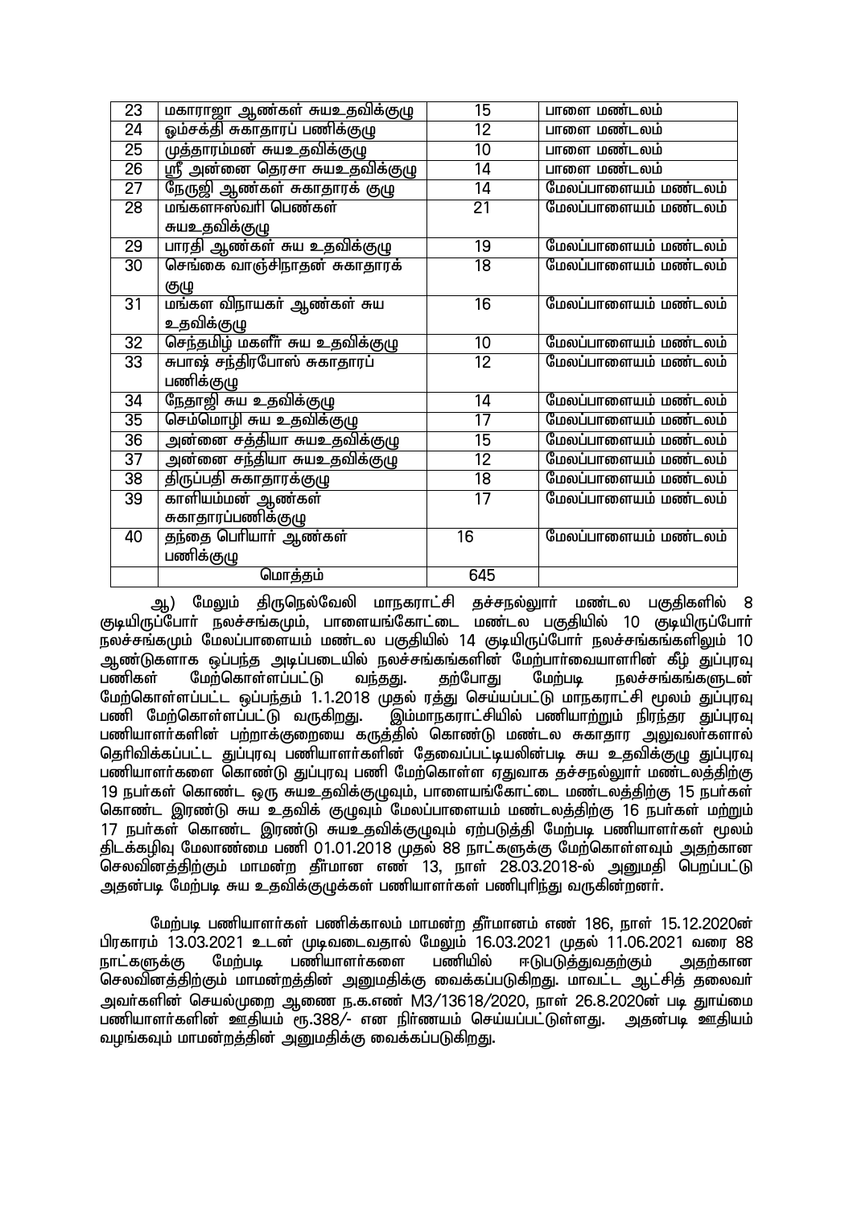| | | | |
|---|---|---|---|
| 23 | மகாராஜா ஆண்கள் சுயஉதவிக்குழு | 15 | பாளை மண்டலம் |
| 24 | ஓம்சக்தி சுகாதாரப் பணிக்குழு | 12 | பாளை மண்டலம் |
| 25 | முத்தாரம்மன் சுயஉதவிக்குழு | 10 | பாளை மண்டலம் |
| 26 | ஸ்ரீ அன்னை தெரசா சுயஉதவிக்குழு | 14 | பாளை மண்டலம் |
| 27 | நேருஜி ஆண்கள் சுகாதாரக் குழு | 14 | மேலப்பாளையம் மண்டலம் |
| 28 | மங்களஈஸ்வரி பெண்கள் சுயஉதவிக்குழு | 21 | மேலப்பாளையம் மண்டலம் |
| 29 | பாரதி ஆண்கள் சுய உதவிக்குழு | 19 | மேலப்பாளையம் மண்டலம் |
| 30 | செங்கை வாஞ்சிநாதன் சுகாதாரக் குழு | 18 | மேலப்பாளையம் மண்டலம் |
| 31 | மங்கள விநாயகர் ஆண்கள் சுய உதவிக்குழு | 16 | மேலப்பாளையம் மண்டலம் |
| 32 | செந்தமிழ் மகளீர் சுய உதவிக்குழு | 10 | மேலப்பாளையம் மண்டலம் |
| 33 | சுபாஷ் சந்திரபோஸ் சுகாதாரப் பணிக்குழு | 12 | மேலப்பாளையம் மண்டலம் |
| 34 | நேதாஜி சுய உதவிக்குழு | 14 | மேலப்பாளையம் மண்டலம் |
| 35 | செம்மொழி சுய உதவிக்குழு | 17 | மேலப்பாளையம் மண்டலம் |
| 36 | அன்னை சத்தியா சுயஉதவிக்குழு | 15 | மேலப்பாளையம் மண்டலம் |
| 37 | அன்னை சந்தியா சுயஉதவிக்குழு | 12 | மேலப்பாளையம் மண்டலம் |
| 38 | திருப்பதி சுகாதாரக்குழு | 18 | மேலப்பாளையம் மண்டலம் |
| 39 | காளியம்மன் ஆண்கள் சுகாதாரப்பணிக்குழு | 17 | மேலப்பாளையம் மண்டலம் |
| 40 | தந்தை பெரியார் ஆண்கள் பணிக்குழு | 16 | மேலப்பாளையம் மண்டலம் |
| | மொத்தம் | 645 | |

ஆ) மேலும் திருநெல்வேலி மாநகராட்சி தச்சநல்லூர் மண்டல பகுதிகளில் 8 குடியிருப்போர் நலச்சங்கமும், பாளையங்கோட்டை மண்டல பகுதியில் 10 குடியிருப்போர் நலச்சங்கமும் மேலப்பாளையம் மண்டல பகுதியில் 14 குடியிருப்போர் நலச்சங்கங்களிலும் 10 ஆண்டுகளாக ஒப்பந்த அடிப்படையில் நலச்சங்கங்களின் மேற்பார்வையாளரின் கீழ் துப்புரவு பணிகள் மேற்கொள்ளப்பட்டு வந்தது. தற்போது மேற்படி நலச்சங்கங்களுடன் மேற்கொள்ளப்பட்ட ஒப்பந்தம் 1.1.2018 முதல் ரத்து செய்யப்பட்டு மாநகராட்சி மூலம் துப்புரவு பணி மேற்கொள்ளப்பட்டு வருகிறது. இம்மாநகராட்சியில் பணியாற்றும் நிரந்தர துப்புரவு பணியாளர்களின் பற்றாக்குறையை கருத்தில் கொண்டு மண்டல சுகாதார அலுவலர்களால் தெரிவிக்கப்பட்ட துப்புரவு பணியாளர்களின் தேவைப்பட்டியலின்படி சுய உதவிக்குழு துப்புரவு பணியாளர்களை கொண்டு துப்புரவு பணி மேற்கொள்ள ஏதுவாக தச்சநல்லூர் மண்டலத்திற்கு 19 நபர்கள் கொண்ட ஒரு சுயஉதவிக்குழுவும், பாளையங்கோட்டை மண்டலத்திற்கு 15 நபர்கள் கொண்ட இரண்டு சுய உதவிக் குழுவும் மேலப்பாளையம் மண்டலத்திற்கு 16 நபர்கள் மற்றும் 17 நபர்கள் கொண்ட இரண்டு சுயஉதவிக்குழுவும் ஏற்படுத்தி மேற்படி பணியாளர்கள் மூலம் திடக்கழிவு மேலாண்மை பணி 01.01.2018 முதல் 88 நாட்களுக்கு மேற்கொள்ளவும் அதற்கான செலவினத்திற்கும் மாமன்ற தீர்மான எண் 13, நாள் 28.03.2018-ல் அனுமதி பெறப்பட்டு அதன்படி மேற்படி சுய உதவிக்குழுக்கள் பணியாளர்கள் பணிபுரிந்து வருகின்றனர்.

மேற்படி பணியாளர்கள் பணிக்காலம் மாமன்ற தீர்மானம் எண் 186, நாள் 15.12.2020ன் பிரகாரம் 13.03.2021 உடன் முடிவடைவதால் மேலும் 16.03.2021 முதல் 11.06.2021 வரை 88 நாட்களுக்கு மேற்படி பணியாளர்களை பணியில் ஈடுபடுத்துவதற்கும் அதற்கான செலவினத்திற்கும் மாமன்றத்தின் அனுமதிக்கு வைக்கப்படுகிறது. மாவட்ட ஆட்சித் தலைவர் அவர்களின் செயல்முறை ஆணை ந.க.எண் M3/13618/2020, நாள் 26.8.2020ன் படி துாய்மை பணியாளர்களின் ஊதியம் ரூ.388/- என நிர்ணயம் செய்யப்பட்டுள்ளது. அதன்படி ஊதியம் வழங்கவும் மாமன்றத்தின் அனுமதிக்கு வைக்கப்படுகிறது.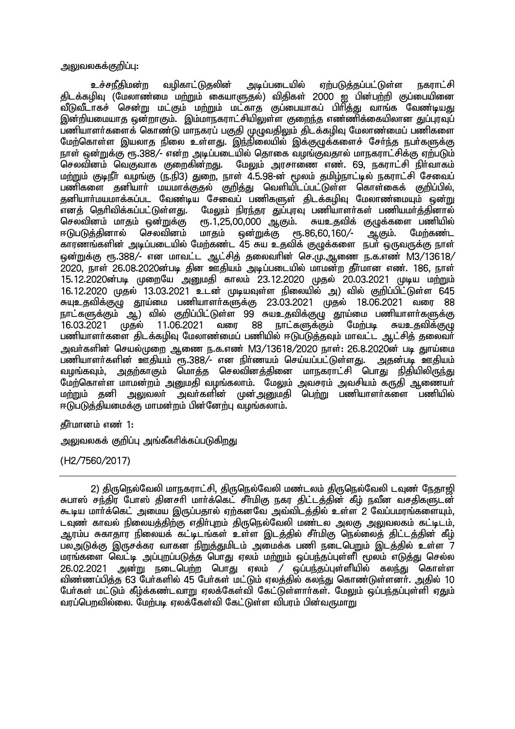அலுவலகக்குறிப்பு:

உச்சநீதிமன்ற வழிகாட்டுதலின் அடிப்படையில் ஏற்படுத்தப்பட்டுள்ள நகராட்சி திடக்கழிவு (மேலாண்மை மற்றும் கையாளுதல்) விதிகள் 2000 ஐ பின்பற்றி குப்பையினை வீடுவீடாகச் சென்று மட்கும் மற்றும் மட்காத குப்பையாகப் பிரித்து வாங்க வேண்டியது இன்றியமையாத ஒன்றாகும். இம்மாநகராட்சியிலுள்ள குறைந்த எண்ணிக்கையிலான துப்புரவுப் பணியாளர்களைக் கொண்டு மாநகரப் பகுதி முழுவதிலும் திடக்கழிவு மேலாண்மைப் பணிகளை மேற்கொள்ள இயலாத நிலை உள்ளது. இந்நிலையில் இக்குழுக்களைச் சேர்ந்த நபர்களுக்கு நாள் ஒன்றுக்கு ரூ.388/- என்ற அடிப்படையில் தொகை வழங்குவதால் மாநகராட்சிக்கு ஏற்படும் செலவினம் வெகுவாக குறைகின்றது. மேலும் அரசாணை எண். 69, நகராட்சி நிர்வாகம் மற்றும் குடிநீர் வழங்கு (ந.நி3) துறை, நாள் 4.5.98-ன் மூலம் தமிழ்நாட்டில் நகராட்சி சேவைப் பணிகளை தனியார் மயமாக்குதல் குறித்து வெளியிடப்பட்டுள்ள கொள்கைக் குறிப்பில், தனியார்மயமாக்கப்பட வேண்டிய சேவைப் பணிகளுள் திடக்கழிவு மேலாண்மையும் ஒன்று எனத் தெரிவிக்கப்பட்டுள்ளது. மேலும் நிரந்தர துப்புரவு பணியாளர்கள் பணியமர்த்தினால் செலவினம் மாதம் ஒன்றுக்கு ரூ.1,25,00,000 ஆகும். சுயஉதவிக் குழுக்களை பணியில் ஈடுபடுத்தினால் செலவினம் மாதம் ஒன்றுக்கு ரூ.86,60,160/- ஆகும். மேற்கண்ட காரணங்களின் அடிப்படையில் மேற்கண்ட 45 சுய உதவிக் குழுக்களை நபர் ஒருவருக்கு நாள் ஒன்றுக்கு ரூ.388/- என மாவட்ட ஆட்சித் தலைவரின் செ.மு.ஆணை ந.க.எண் M3/13618/2020, நாள் 26.08.2020ன்படி தின ஊதியம் அடிப்படையில் மாமன்ற தீர்மான எண். 186, நாள் 15.12.2020ன்படி முறையே அனுமதி காலம் 23.12.2020 முதல் 20.03.2021 முடிய மற்றும் 16.12.2020 முதல் 13.03.2021 உடன் முடியவுள்ள நிலையில் அ) வில் குறிப்பிட்டுள்ள 645 சுயஉதவிக்குழு தூய்மை பணியாளர்களுக்கு 23.03.2021 முதல் 18.06.2021 வரை 88 நாட்களுக்கும் ஆ) வில் குறிப்பிட்டுள்ள 99 சுயஉதவிக்குழு தூய்மை பணியாளர்களுக்கு 16.03.2021 முதல் 11.06.2021 வரை 88 நாட்களுக்கும் மேற்படி சுயஉதவிக்குழு பணியாளர்களை திடக்கழிவு மேலாண்மைப் பணியில் ஈடுபடுத்தவும் மாவட்ட ஆட்சித் தலைவர் அவர்களின் செயல்முறை ஆணை ந.க.எண் M3/13618/2020 நாள்: 26.8.2020ன் படி தூய்மை பணியாளர்களின் ஊதியம் ரூ.388/- என நிர்ணயம் செய்யப்பட்டுள்ளது. அதன்படி ஊதியம் வழங்கவும், அதற்காகும் மொத்த செலவினத்தினை மாநகராட்சி பொது நிதியிலிருந்து மேற்கொள்ள மாமன்றம் அனுமதி வழங்கலாம். மேலும் அவசரம் அவசியம் கருதி ஆணையர் மற்றும் தனி அலுவலர் அவர்களின் முன்அனுமதி பெற்று பணியாளர்களை பணியில் ஈடுபடுத்தியமைக்கு மாமன்றம் பின்னேற்பு வழங்கலாம்.

தீர்மானம் எண் 1:

அலுவலகக் குறிப்பு அங்கீகரிக்கப்படுகிறது

(H2/7560/2017)

---

2) திருநெல்வேலி மாநகராட்சி, திருநெல்வேலி மண்டலம் திருநெல்வேலி டவுண் நேதாஜி சுபாஸ் சந்திர போஸ் தினசரி மார்க்கெட் சீர்மிகு நகர திட்டத்தின் கீழ் நவீன வசதிகளுடன் கூடிய மார்க்கெட் அமைய இருப்பதால் ஏற்கனவே அவ்விடத்தில் உள்ள 2 வேப்பமரங்களையும், டவுண் காவல் நிலையத்திற்கு எதிர்புறம் திருநெல்வேலி மண்டல அலகு அலுவலகம் கட்டிடம், ஆரம்ப சுகாதார நிலையக் கட்டிடங்கள் உள்ள இடத்தில் சீர்மிகு நெல்லைத் திட்டத்தின் கீழ் பலஅடுக்கு இருசக்கர வாகன நிறுத்துமிடம் அமைக்க பணி நடைபெறும் இடத்தில் உள்ள 7 மரங்களை வெட்டி அப்புறப்படுத்த பொது ஏலம் மற்றும் ஒப்பந்தப்புள்ளி மூலம் எடுத்து செல்ல 26.02.2021 அன்று நடைபெற்ற பொது ஏலம் / ஒப்பந்தப்புள்ளியில் கலந்து கொள்ள விண்ணப்பித்த 63 பேர்களில் 45 பேர்கள் மட்டும் ஏலத்தில் கலந்து கொண்டுள்ளனர். அதில் 10 பேர்கள் மட்டும் கீழ்க்கண்டவாறு ஏலக்கேள்வி கேட்டுள்ளார்கள். மேலும் ஒப்பந்தப்புள்ளி ஏதும் வரப்பெறவில்லை. மேற்படி ஏலக்கேள்வி கேட்டுள்ள விபரம் பின்வருமாறு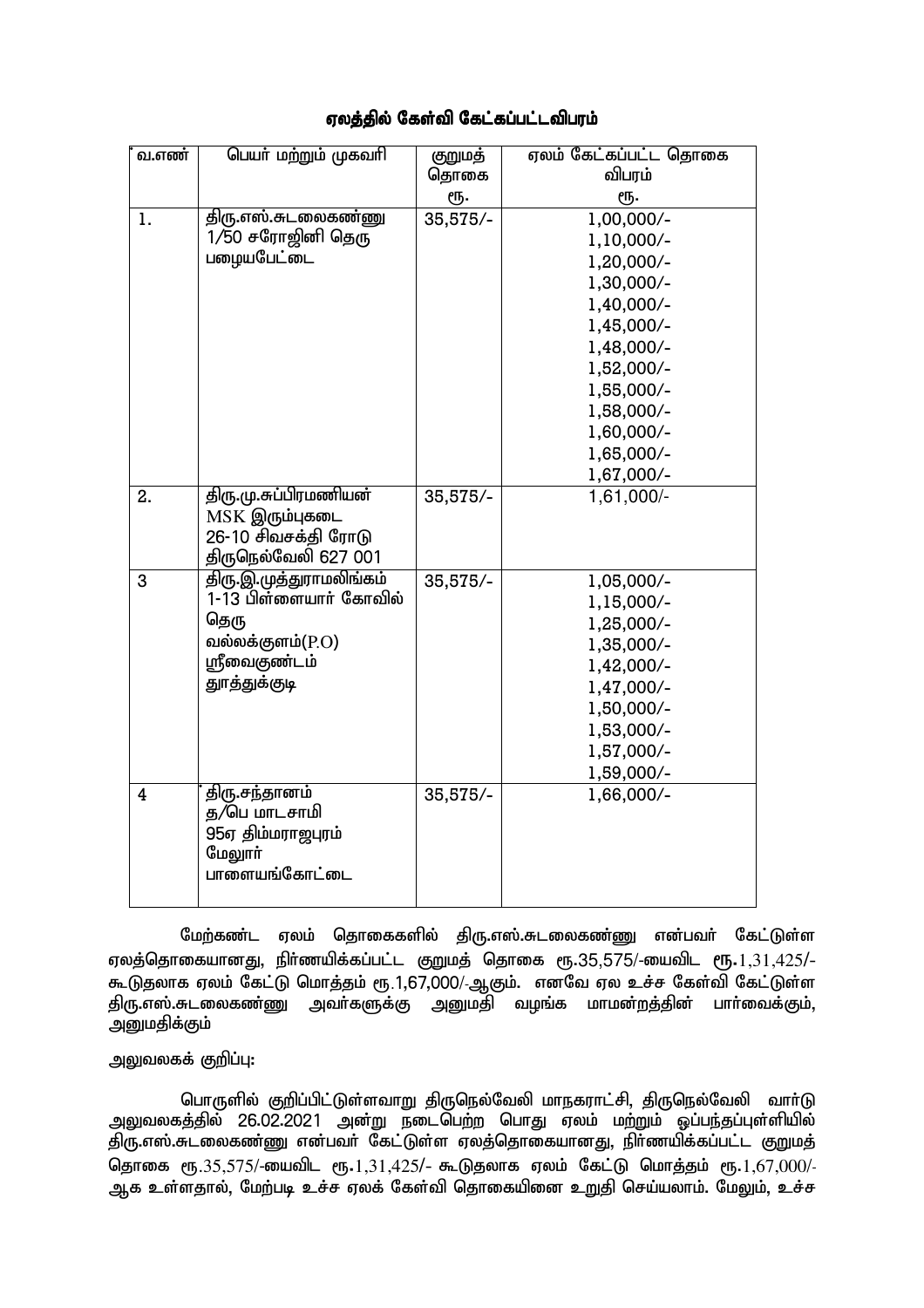## ஏலத்தில் கேள்வி கேட்கப்பட்டவிபரம்

| வ.எண் | பெயர் மற்றும் முகவரி | குறுமத் தொகை ரூ. | ஏலம் கேட்கப்பட்ட தொகை விபரம் ரூ. |
|---|---|---|---|
| 1. | திரு.எஸ்.சுடலைகண்ணு<br>1/50 சரோஜினி தெரு<br>பழையபேட்டை | 35,575/- | 1,00,000/-<br>1,10,000/-<br>1,20,000/-<br>1,30,000/-<br>1,40,000/-<br>1,45,000/-<br>1,48,000/-<br>1,52,000/-<br>1,55,000/-<br>1,58,000/-<br>1,60,000/-<br>1,65,000/-<br>1,67,000/- |
| 2. | திரு.மு.சுப்பிரமணியன்<br>MSK இரும்புகடை<br>26-10 சிவசக்தி ரோடு<br>திருநெல்வேலி 627 001 | 35,575/- | 1,61,000/- |
| 3 | திரு.இ.முத்துராமலிங்கம்<br>1-13 பிள்ளையார் கோவில் தெரு<br>வல்லக்குளம்(P.O)<br>ஸ்ரீவைகுண்டம்<br>தூத்துக்குடி | 35,575/- | 1,05,000/-<br>1,15,000/-<br>1,25,000/-<br>1,35,000/-<br>1,42,000/-<br>1,47,000/-<br>1,50,000/-<br>1,53,000/-<br>1,57,000/-<br>1,59,000/- |
| 4 | திரு.சந்தானம்<br>த/பெ மாடசாமி<br>95ஏ திம்மராஜபுரம்<br>மேலூர்<br>பாளையங்கோட்டை | 35,575/- | 1,66,000/- |

மேற்கண்ட ஏலம் தொகைகளில் திரு.எஸ்.சுடலைகண்ணு என்பவர் கேட்டுள்ள ஏலத்தொகையானது, நிர்ணயிக்கப்பட்ட குறுமத் தொகை ரூ.35,575/-யைவிட **ரூ.**1,31,425/- கூடுதலாக ஏலம் கேட்டு மொத்தம் ரூ.1,67,000/-ஆகும். எனவே ஏல உச்ச கேள்வி கேட்டுள்ள திரு.எஸ்.சுடலைகண்ணு அவர்களுக்கு அனுமதி வழங்க மாமன்றத்தின் பார்வைக்கும், அனுமதிக்கும்

அலுவலகக் குறிப்பு:

பொருளில் குறிப்பிட்டுள்ளவாறு திருநெல்வேலி மாநகராட்சி, திருநெல்வேலி வார்டு அலுவலகத்தில் 26.02.2021 அன்று நடைபெற்ற பொது ஏலம் மற்றும் ஒப்பந்தப்புள்ளியில் திரு.எஸ்.சுடலைகண்ணு என்பவர் கேட்டுள்ள ஏலத்தொகையானது, நிர்ணயிக்கப்பட்ட குறுமத் தொகை ரூ.35,575/-யைவிட ரூ.1,31,425/- கூடுதலாக ஏலம் கேட்டு மொத்தம் ரூ.1,67,000/- ஆக உள்ளதால், மேற்படி உச்ச ஏலக் கேள்வி தொகையினை உறுதி செய்யலாம். மேலும், உச்ச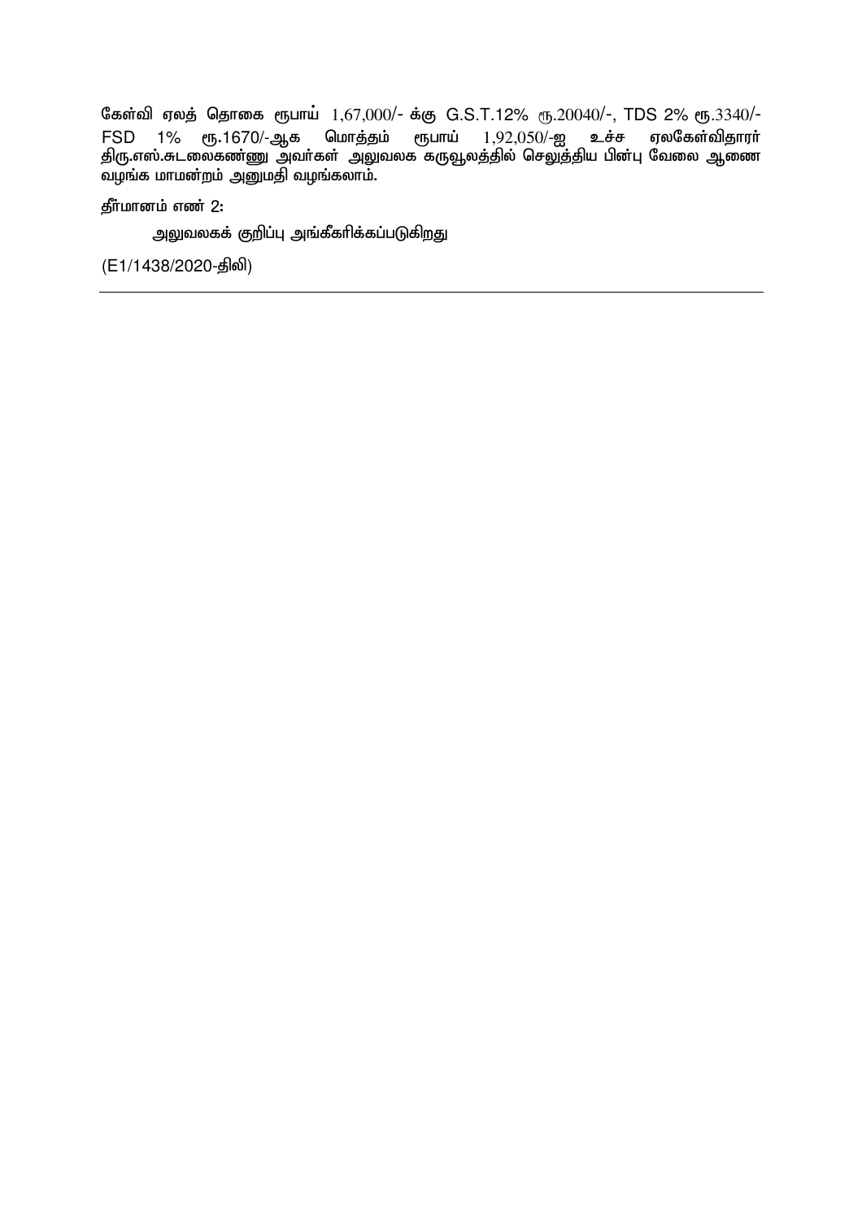கேள்வி ஏலத் தொகை ரூபாய் 1,67,000/- க்கு G.S.T.12% ரூ.20040/-, TDS 2% ரூ.3340/- FSD 1% ரூ.1670/-ஆக மொத்தம் ரூபாய் 1,92,050/-ஐ உச்ச ஏலகேள்விதாரர் திரு.எஸ்.சுடலைகண்ணு அவர்கள் அலுவலக கருவூலத்தில் செலுத்திய பின்பு வேலை ஆணை வழங்க மாமன்றம் அனுமதி வழங்கலாம்.

தீர்மானம் எண் 2:

அலுவலகக் குறிப்பு அங்கீகரிக்கப்படுகிறது

(E1/1438/2020-திலி)

---